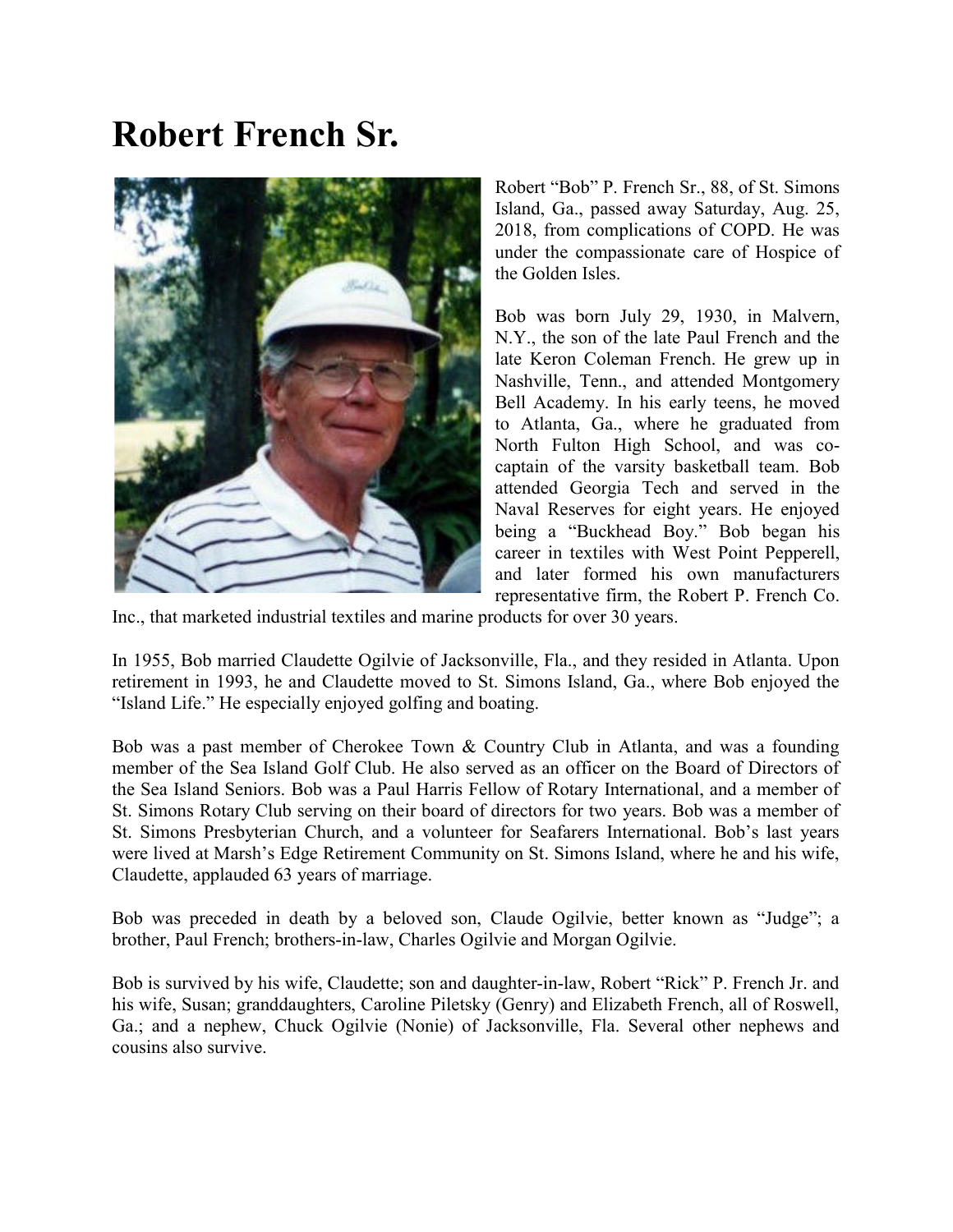# Robert French Sr.

Robert "Bob" P. French Sr., 88, of St. Simons Island, Ga., passed away Saturday, Aug. 25, 2018, from complications of COPD. He was under the compassionate care of Hospice of the Golden Isles.

Bob was born July 29, 1930, in Malvern, N.Y., the son of the late Paul French and the late Keron Coleman French. He grew up in Nashville, Tenn., and attended Montgomery Bell Academy. In his early teens, he moved to Atlanta, Ga., where he graduated from North Fulton High School, and was co-captain of the varsity basketball team. Bob attended Georgia Tech and served in the Naval Reserves for eight years. He enjoyed being a "Buckhead Boy." Bob began his career in textiles with West Point Pepperell, and later formed his own manufacturers representative firm, the Robert P. French Co. Inc., that marketed industrial textiles and marine products for over 30 years.

In 1955, Bob married Claudette Ogilvie of Jacksonville, Fla., and they resided in Atlanta. Upon retirement in 1993, he and Claudette moved to St. Simons Island, Ga., where Bob enjoyed the "Island Life." He especially enjoyed golfing and boating.

Bob was a past member of Cherokee Town & Country Club in Atlanta, and was a founding member of the Sea Island Golf Club. He also served as an officer on the Board of Directors of the Sea Island Seniors. Bob was a Paul Harris Fellow of Rotary International, and a member of St. Simons Rotary Club serving on their board of directors for two years. Bob was a member of St. Simons Presbyterian Church, and a volunteer for Seafarers International. Bob's last years were lived at Marsh's Edge Retirement Community on St. Simons Island, where he and his wife, Claudette, applauded 63 years of marriage.

Bob was preceded in death by a beloved son, Claude Ogilvie, better known as "Judge"; a brother, Paul French; brothers-in-law, Charles Ogilvie and Morgan Ogilvie.

Bob is survived by his wife, Claudette; son and daughter-in-law, Robert "Rick" P. French Jr. and his wife, Susan; granddaughters, Caroline Piletsky (Genry) and Elizabeth French, all of Roswell, Ga.; and a nephew, Chuck Ogilvie (Nonie) of Jacksonville, Fla. Several other nephews and cousins also survive.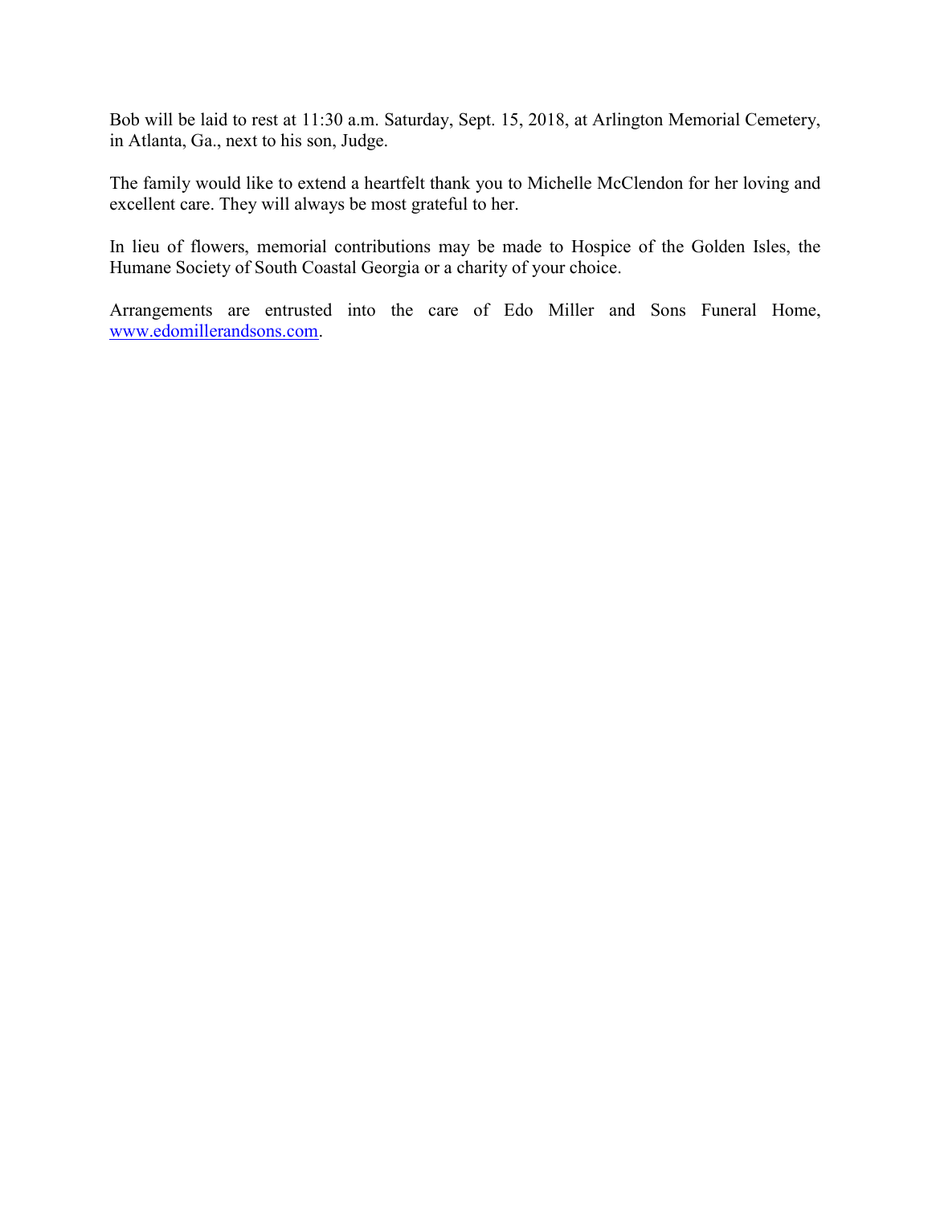Bob will be laid to rest at 11:30 a.m. Saturday, Sept. 15, 2018, at Arlington Memorial Cemetery, in Atlanta, Ga., next to his son, Judge.

The family would like to extend a heartfelt thank you to Michelle McClendon for her loving and excellent care. They will always be most grateful to her.

In lieu of flowers, memorial contributions may be made to Hospice of the Golden Isles, the Humane Society of South Coastal Georgia or a charity of your choice.

Arrangements are entrusted into the care of Edo Miller and Sons Funeral Home, [www.edomillerandsons.com](http://www.edomillerandsons.com).